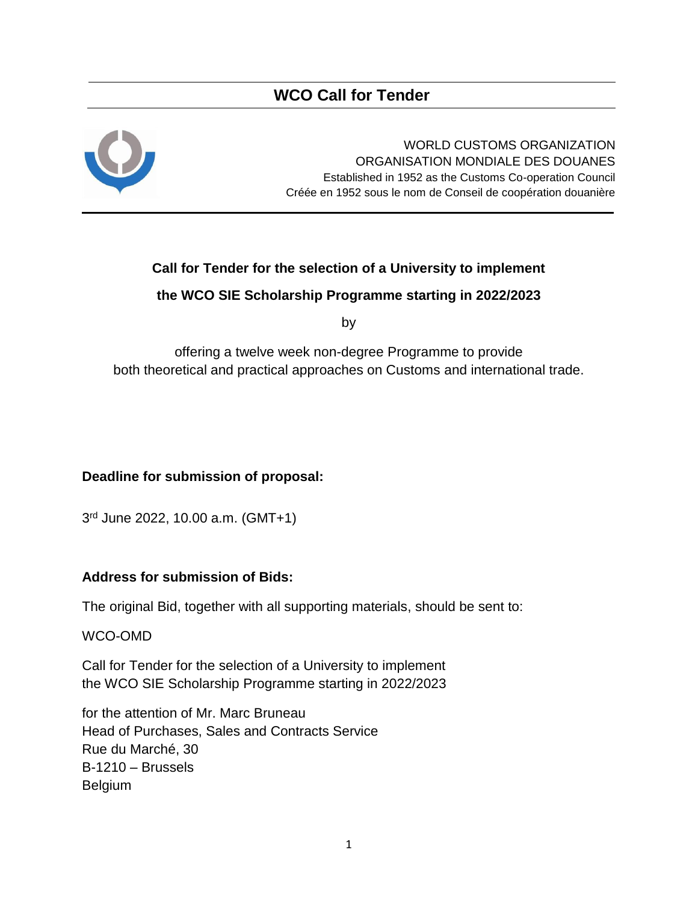# WCO Call for Tender

WORLD CUSTOMS ORGANIZATION
ORGANISATION MONDIALE DES DOUANES
Established in 1952 as the Customs Co-operation Council
Créée en 1952 sous le nom de Conseil de coopération douanière

**Call for Tender for the selection of a University to implement**

**the WCO SIE Scholarship Programme starting in 2022/2023**

by

offering a twelve week non-degree Programme to provide
both theoretical and practical approaches on Customs and international trade.

**Deadline for submission of proposal:**

3rd June 2022, 10.00 a.m. (GMT+1)

**Address for submission of Bids:**

The original Bid, together with all supporting materials, should be sent to:

WCO-OMD

Call for Tender for the selection of a University to implement
the WCO SIE Scholarship Programme starting in 2022/2023

for the attention of Mr. Marc Bruneau
Head of Purchases, Sales and Contracts Service
Rue du Marché, 30
B-1210 – Brussels
Belgium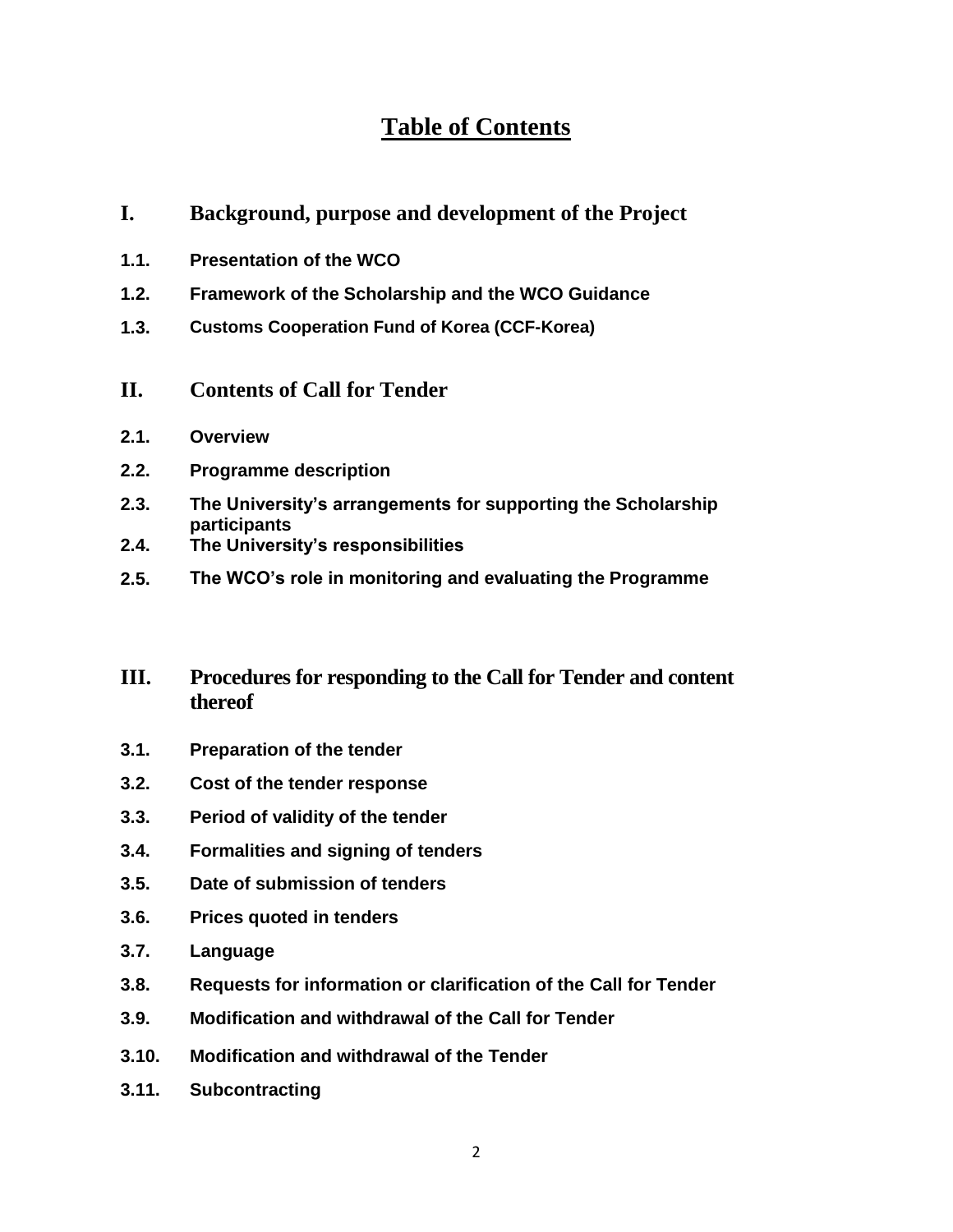# Table of Contents

## I. Background, purpose and development of the Project

**1.1. Presentation of the WCO**

**1.2. Framework of the Scholarship and the WCO Guidance**

**1.3. Customs Cooperation Fund of Korea (CCF-Korea)**

## II. Contents of Call for Tender

**2.1. Overview**

**2.2. Programme description**

**2.3. The University's arrangements for supporting the Scholarship participants**

**2.4. The University's responsibilities**

**2.5. The WCO's role in monitoring and evaluating the Programme**

## III. Procedures for responding to the Call for Tender and content thereof

**3.1. Preparation of the tender**

**3.2. Cost of the tender response**

**3.3. Period of validity of the tender**

**3.4. Formalities and signing of tenders**

**3.5. Date of submission of tenders**

**3.6. Prices quoted in tenders**

**3.7. Language**

**3.8. Requests for information or clarification of the Call for Tender**

**3.9. Modification and withdrawal of the Call for Tender**

**3.10. Modification and withdrawal of the Tender**

**3.11. Subcontracting**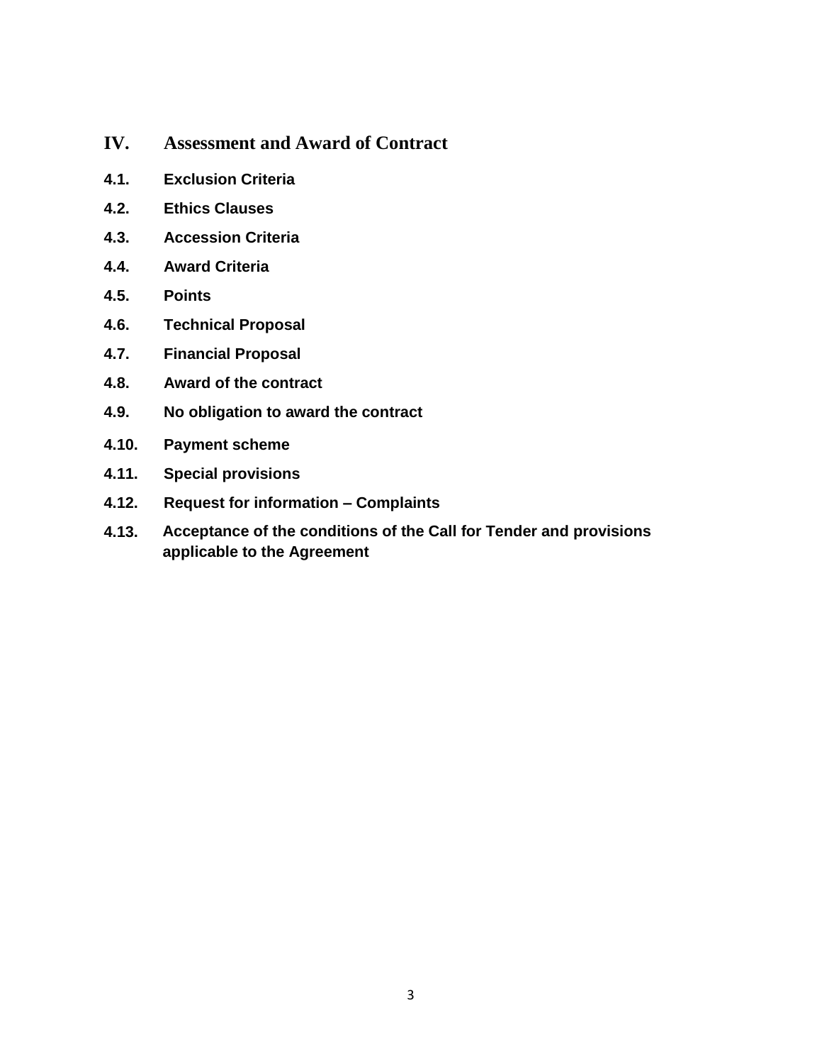## IV. Assessment and Award of Contract

**4.1. Exclusion Criteria**

**4.2. Ethics Clauses**

**4.3. Accession Criteria**

**4.4. Award Criteria**

**4.5. Points**

**4.6. Technical Proposal**

**4.7. Financial Proposal**

**4.8. Award of the contract**

**4.9. No obligation to award the contract**

**4.10. Payment scheme**

**4.11. Special provisions**

**4.12. Request for information – Complaints**

**4.13. Acceptance of the conditions of the Call for Tender and provisions applicable to the Agreement**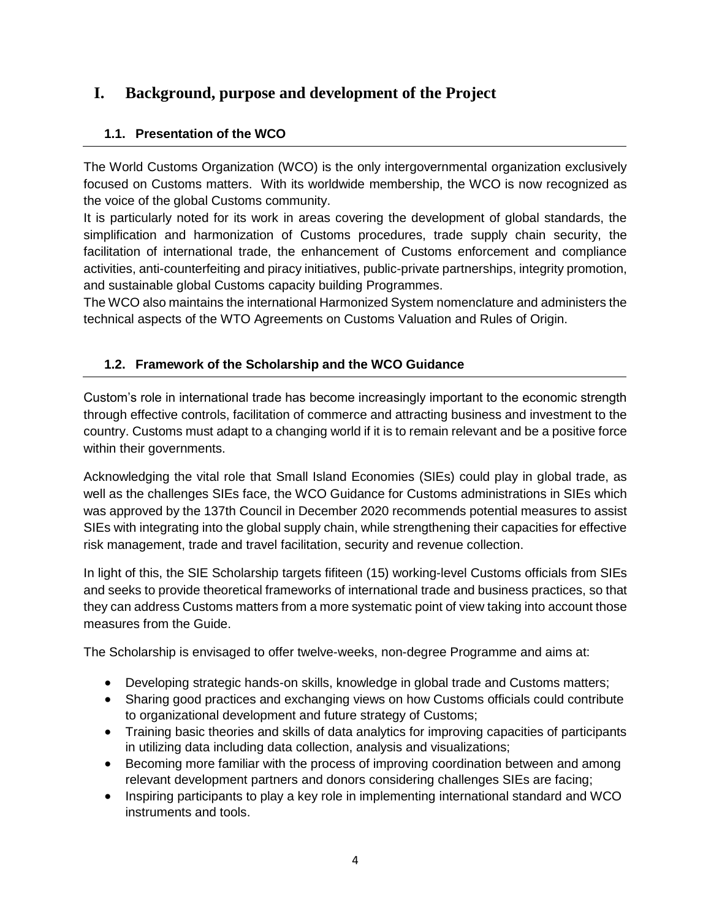# I. Background, purpose and development of the Project

## 1.1. Presentation of the WCO

The World Customs Organization (WCO) is the only intergovernmental organization exclusively focused on Customs matters. With its worldwide membership, the WCO is now recognized as the voice of the global Customs community.

It is particularly noted for its work in areas covering the development of global standards, the simplification and harmonization of Customs procedures, trade supply chain security, the facilitation of international trade, the enhancement of Customs enforcement and compliance activities, anti-counterfeiting and piracy initiatives, public-private partnerships, integrity promotion, and sustainable global Customs capacity building Programmes.

The WCO also maintains the international Harmonized System nomenclature and administers the technical aspects of the WTO Agreements on Customs Valuation and Rules of Origin.

## 1.2. Framework of the Scholarship and the WCO Guidance

Custom's role in international trade has become increasingly important to the economic strength through effective controls, facilitation of commerce and attracting business and investment to the country. Customs must adapt to a changing world if it is to remain relevant and be a positive force within their governments.

Acknowledging the vital role that Small Island Economies (SIEs) could play in global trade, as well as the challenges SIEs face, the WCO Guidance for Customs administrations in SIEs which was approved by the 137th Council in December 2020 recommends potential measures to assist SIEs with integrating into the global supply chain, while strengthening their capacities for effective risk management, trade and travel facilitation, security and revenue collection.

In light of this, the SIE Scholarship targets fifiteen (15) working-level Customs officials from SIEs and seeks to provide theoretical frameworks of international trade and business practices, so that they can address Customs matters from a more systematic point of view taking into account those measures from the Guide.

The Scholarship is envisaged to offer twelve-weeks, non-degree Programme and aims at:

- Developing strategic hands-on skills, knowledge in global trade and Customs matters;
- Sharing good practices and exchanging views on how Customs officials could contribute to organizational development and future strategy of Customs;
- Training basic theories and skills of data analytics for improving capacities of participants in utilizing data including data collection, analysis and visualizations;
- Becoming more familiar with the process of improving coordination between and among relevant development partners and donors considering challenges SIEs are facing;
- Inspiring participants to play a key role in implementing international standard and WCO instruments and tools.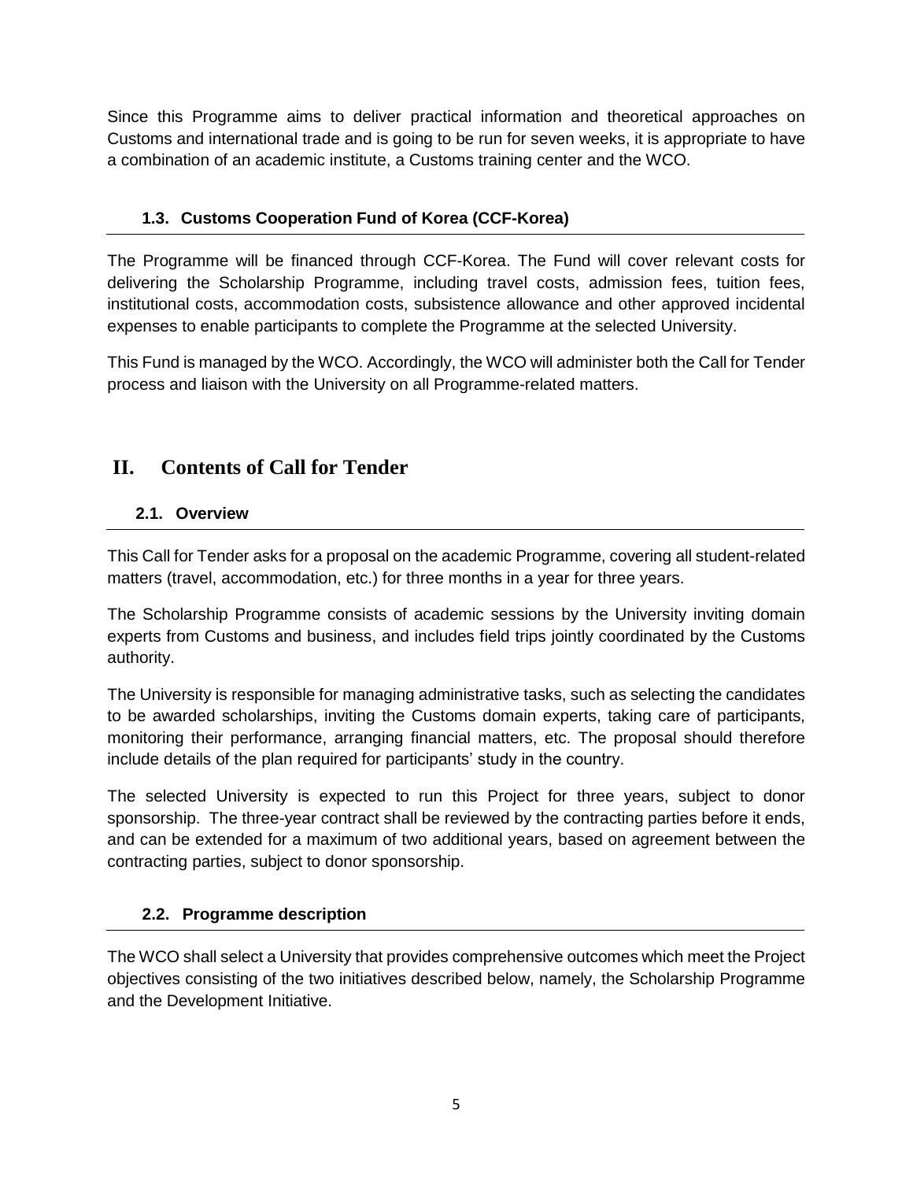Since this Programme aims to deliver practical information and theoretical approaches on Customs and international trade and is going to be run for seven weeks, it is appropriate to have a combination of an academic institute, a Customs training center and the WCO.

### 1.3. Customs Cooperation Fund of Korea (CCF-Korea)

The Programme will be financed through CCF-Korea. The Fund will cover relevant costs for delivering the Scholarship Programme, including travel costs, admission fees, tuition fees, institutional costs, accommodation costs, subsistence allowance and other approved incidental expenses to enable participants to complete the Programme at the selected University.

This Fund is managed by the WCO. Accordingly, the WCO will administer both the Call for Tender process and liaison with the University on all Programme-related matters.

## II. Contents of Call for Tender

### 2.1. Overview

This Call for Tender asks for a proposal on the academic Programme, covering all student-related matters (travel, accommodation, etc.) for three months in a year for three years.

The Scholarship Programme consists of academic sessions by the University inviting domain experts from Customs and business, and includes field trips jointly coordinated by the Customs authority.

The University is responsible for managing administrative tasks, such as selecting the candidates to be awarded scholarships, inviting the Customs domain experts, taking care of participants, monitoring their performance, arranging financial matters, etc. The proposal should therefore include details of the plan required for participants' study in the country.

The selected University is expected to run this Project for three years, subject to donor sponsorship. The three-year contract shall be reviewed by the contracting parties before it ends, and can be extended for a maximum of two additional years, based on agreement between the contracting parties, subject to donor sponsorship.

### 2.2. Programme description

The WCO shall select a University that provides comprehensive outcomes which meet the Project objectives consisting of the two initiatives described below, namely, the Scholarship Programme and the Development Initiative.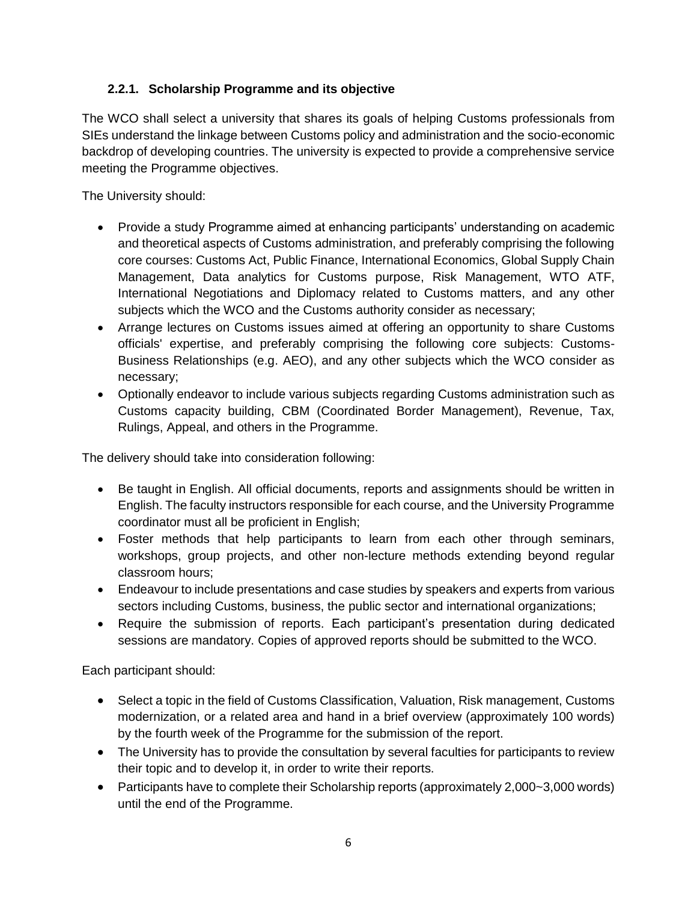### 2.2.1. Scholarship Programme and its objective

The WCO shall select a university that shares its goals of helping Customs professionals from SIEs understand the linkage between Customs policy and administration and the socio-economic backdrop of developing countries. The university is expected to provide a comprehensive service meeting the Programme objectives.

The University should:

- Provide a study Programme aimed at enhancing participants' understanding on academic and theoretical aspects of Customs administration, and preferably comprising the following core courses: Customs Act, Public Finance, International Economics, Global Supply Chain Management, Data analytics for Customs purpose, Risk Management, WTO ATF, International Negotiations and Diplomacy related to Customs matters, and any other subjects which the WCO and the Customs authority consider as necessary;
- Arrange lectures on Customs issues aimed at offering an opportunity to share Customs officials' expertise, and preferably comprising the following core subjects: Customs-Business Relationships (e.g. AEO), and any other subjects which the WCO consider as necessary;
- Optionally endeavor to include various subjects regarding Customs administration such as Customs capacity building, CBM (Coordinated Border Management), Revenue, Tax, Rulings, Appeal, and others in the Programme.

The delivery should take into consideration following:

- Be taught in English. All official documents, reports and assignments should be written in English. The faculty instructors responsible for each course, and the University Programme coordinator must all be proficient in English;
- Foster methods that help participants to learn from each other through seminars, workshops, group projects, and other non-lecture methods extending beyond regular classroom hours;
- Endeavour to include presentations and case studies by speakers and experts from various sectors including Customs, business, the public sector and international organizations;
- Require the submission of reports. Each participant's presentation during dedicated sessions are mandatory. Copies of approved reports should be submitted to the WCO.

Each participant should:

- Select a topic in the field of Customs Classification, Valuation, Risk management, Customs modernization, or a related area and hand in a brief overview (approximately 100 words) by the fourth week of the Programme for the submission of the report.
- The University has to provide the consultation by several faculties for participants to review their topic and to develop it, in order to write their reports.
- Participants have to complete their Scholarship reports (approximately 2,000~3,000 words) until the end of the Programme.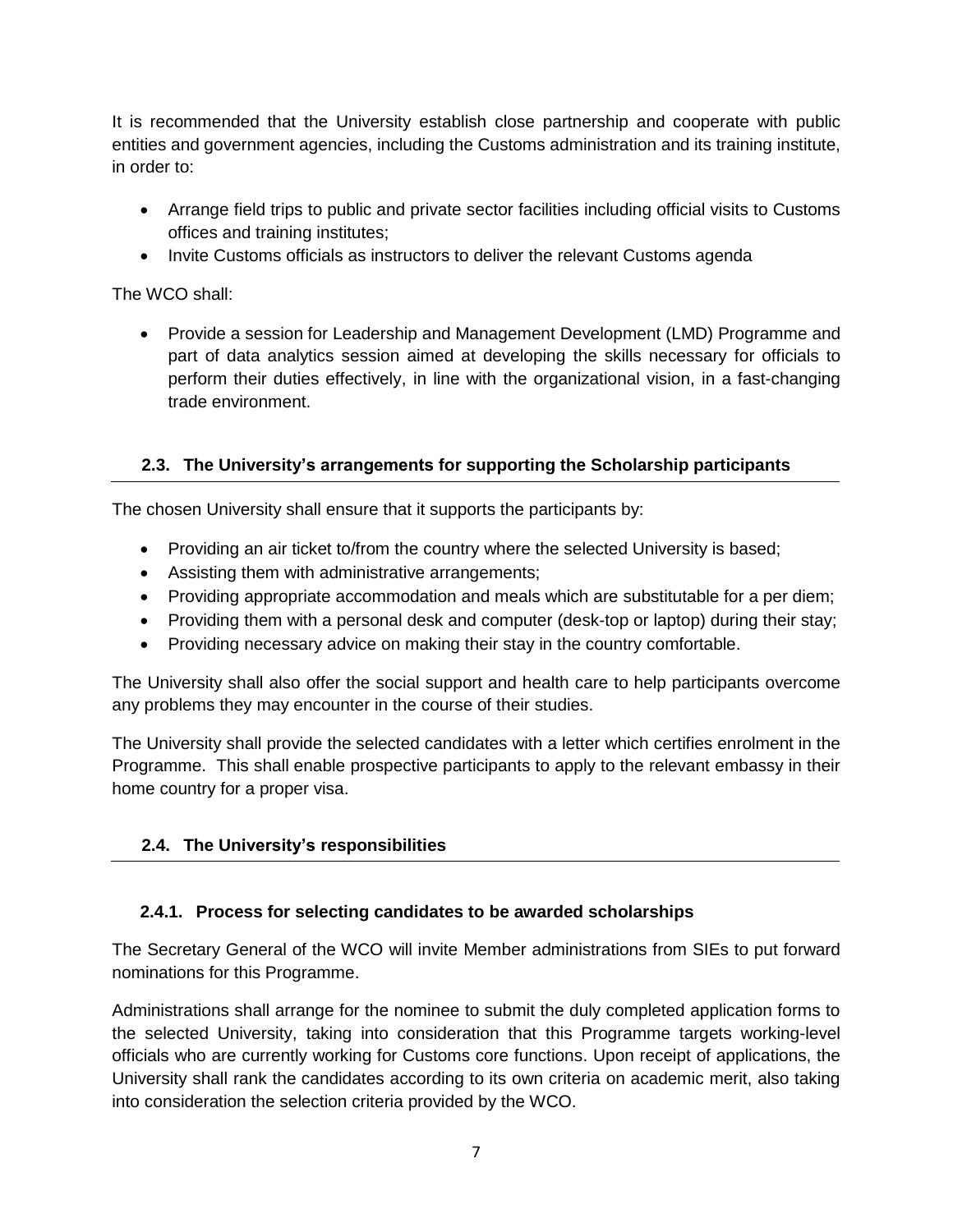It is recommended that the University establish close partnership and cooperate with public entities and government agencies, including the Customs administration and its training institute, in order to:

- Arrange field trips to public and private sector facilities including official visits to Customs offices and training institutes;
- Invite Customs officials as instructors to deliver the relevant Customs agenda

The WCO shall:

- Provide a session for Leadership and Management Development (LMD) Programme and part of data analytics session aimed at developing the skills necessary for officials to perform their duties effectively, in line with the organizational vision, in a fast-changing trade environment.

### 2.3. The University's arrangements for supporting the Scholarship participants

The chosen University shall ensure that it supports the participants by:

- Providing an air ticket to/from the country where the selected University is based;
- Assisting them with administrative arrangements;
- Providing appropriate accommodation and meals which are substitutable for a per diem;
- Providing them with a personal desk and computer (desk-top or laptop) during their stay;
- Providing necessary advice on making their stay in the country comfortable.

The University shall also offer the social support and health care to help participants overcome any problems they may encounter in the course of their studies.

The University shall provide the selected candidates with a letter which certifies enrolment in the Programme. This shall enable prospective participants to apply to the relevant embassy in their home country for a proper visa.

### 2.4. The University's responsibilities

#### 2.4.1. Process for selecting candidates to be awarded scholarships

The Secretary General of the WCO will invite Member administrations from SIEs to put forward nominations for this Programme.

Administrations shall arrange for the nominee to submit the duly completed application forms to the selected University, taking into consideration that this Programme targets working-level officials who are currently working for Customs core functions. Upon receipt of applications, the University shall rank the candidates according to its own criteria on academic merit, also taking into consideration the selection criteria provided by the WCO.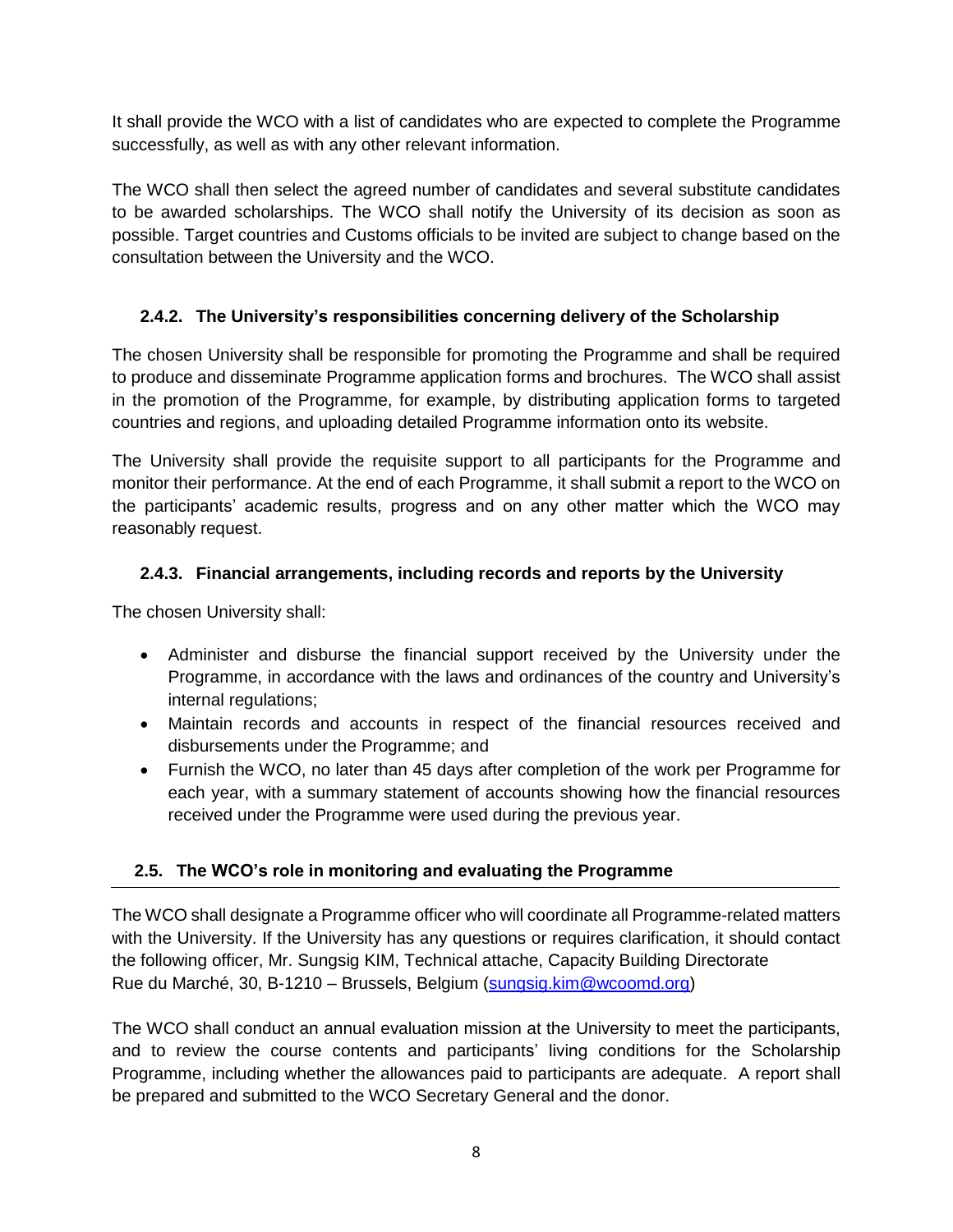It shall provide the WCO with a list of candidates who are expected to complete the Programme successfully, as well as with any other relevant information.

The WCO shall then select the agreed number of candidates and several substitute candidates to be awarded scholarships. The WCO shall notify the University of its decision as soon as possible. Target countries and Customs officials to be invited are subject to change based on the consultation between the University and the WCO.

### 2.4.2. The University's responsibilities concerning delivery of the Scholarship

The chosen University shall be responsible for promoting the Programme and shall be required to produce and disseminate Programme application forms and brochures. The WCO shall assist in the promotion of the Programme, for example, by distributing application forms to targeted countries and regions, and uploading detailed Programme information onto its website.

The University shall provide the requisite support to all participants for the Programme and monitor their performance. At the end of each Programme, it shall submit a report to the WCO on the participants' academic results, progress and on any other matter which the WCO may reasonably request.

### 2.4.3. Financial arrangements, including records and reports by the University

The chosen University shall:

- Administer and disburse the financial support received by the University under the Programme, in accordance with the laws and ordinances of the country and University's internal regulations;
- Maintain records and accounts in respect of the financial resources received and disbursements under the Programme; and
- Furnish the WCO, no later than 45 days after completion of the work per Programme for each year, with a summary statement of accounts showing how the financial resources received under the Programme were used during the previous year.

## 2.5. The WCO's role in monitoring and evaluating the Programme

The WCO shall designate a Programme officer who will coordinate all Programme-related matters with the University. If the University has any questions or requires clarification, it should contact the following officer, Mr. Sungsig KIM, Technical attache, Capacity Building Directorate
Rue du Marché, 30, B-1210 – Brussels, Belgium (sungsig.kim@wcoomd.org)

The WCO shall conduct an annual evaluation mission at the University to meet the participants, and to review the course contents and participants' living conditions for the Scholarship Programme, including whether the allowances paid to participants are adequate. A report shall be prepared and submitted to the WCO Secretary General and the donor.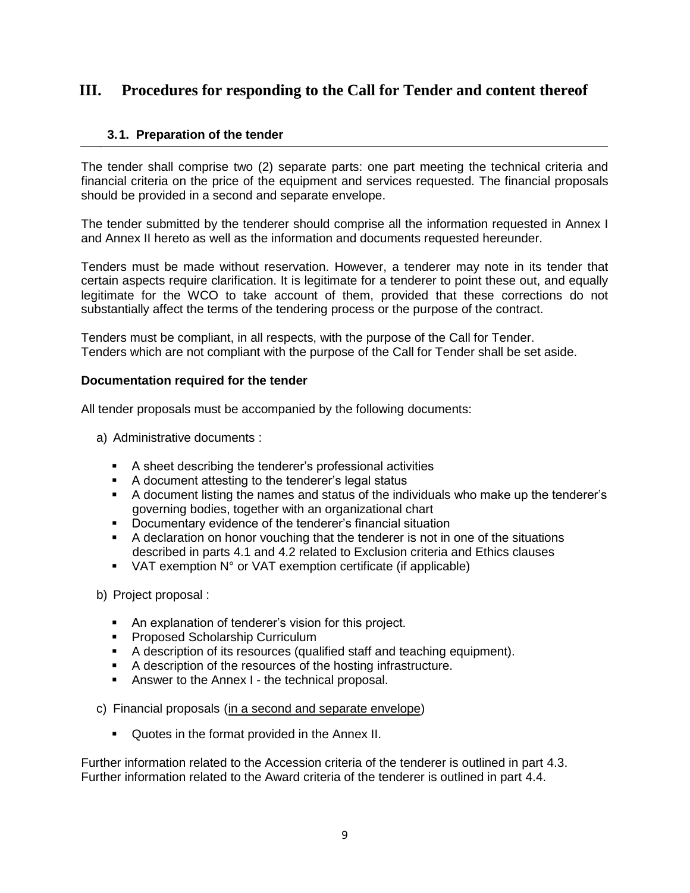# III. Procedures for responding to the Call for Tender and content thereof

## 3.1. Preparation of the tender

The tender shall comprise two (2) separate parts: one part meeting the technical criteria and financial criteria on the price of the equipment and services requested. The financial proposals should be provided in a second and separate envelope.

The tender submitted by the tenderer should comprise all the information requested in Annex I and Annex II hereto as well as the information and documents requested hereunder.

Tenders must be made without reservation. However, a tenderer may note in its tender that certain aspects require clarification. It is legitimate for a tenderer to point these out, and equally legitimate for the WCO to take account of them, provided that these corrections do not substantially affect the terms of the tendering process or the purpose of the contract.

Tenders must be compliant, in all respects, with the purpose of the Call for Tender.
Tenders which are not compliant with the purpose of the Call for Tender shall be set aside.

**Documentation required for the tender**

All tender proposals must be accompanied by the following documents:

a) Administrative documents :

- A sheet describing the tenderer's professional activities
- A document attesting to the tenderer's legal status
- A document listing the names and status of the individuals who make up the tenderer's governing bodies, together with an organizational chart
- Documentary evidence of the tenderer's financial situation
- A declaration on honor vouching that the tenderer is not in one of the situations described in parts 4.1 and 4.2 related to Exclusion criteria and Ethics clauses
- VAT exemption N° or VAT exemption certificate (if applicable)

b) Project proposal :

- An explanation of tenderer's vision for this project.
- Proposed Scholarship Curriculum
- A description of its resources (qualified staff and teaching equipment).
- A description of the resources of the hosting infrastructure.
- Answer to the Annex I - the technical proposal.

c) Financial proposals (<u>in a second and separate envelope</u>)

- Quotes in the format provided in the Annex II.

Further information related to the Accession criteria of the tenderer is outlined in part 4.3.
Further information related to the Award criteria of the tenderer is outlined in part 4.4.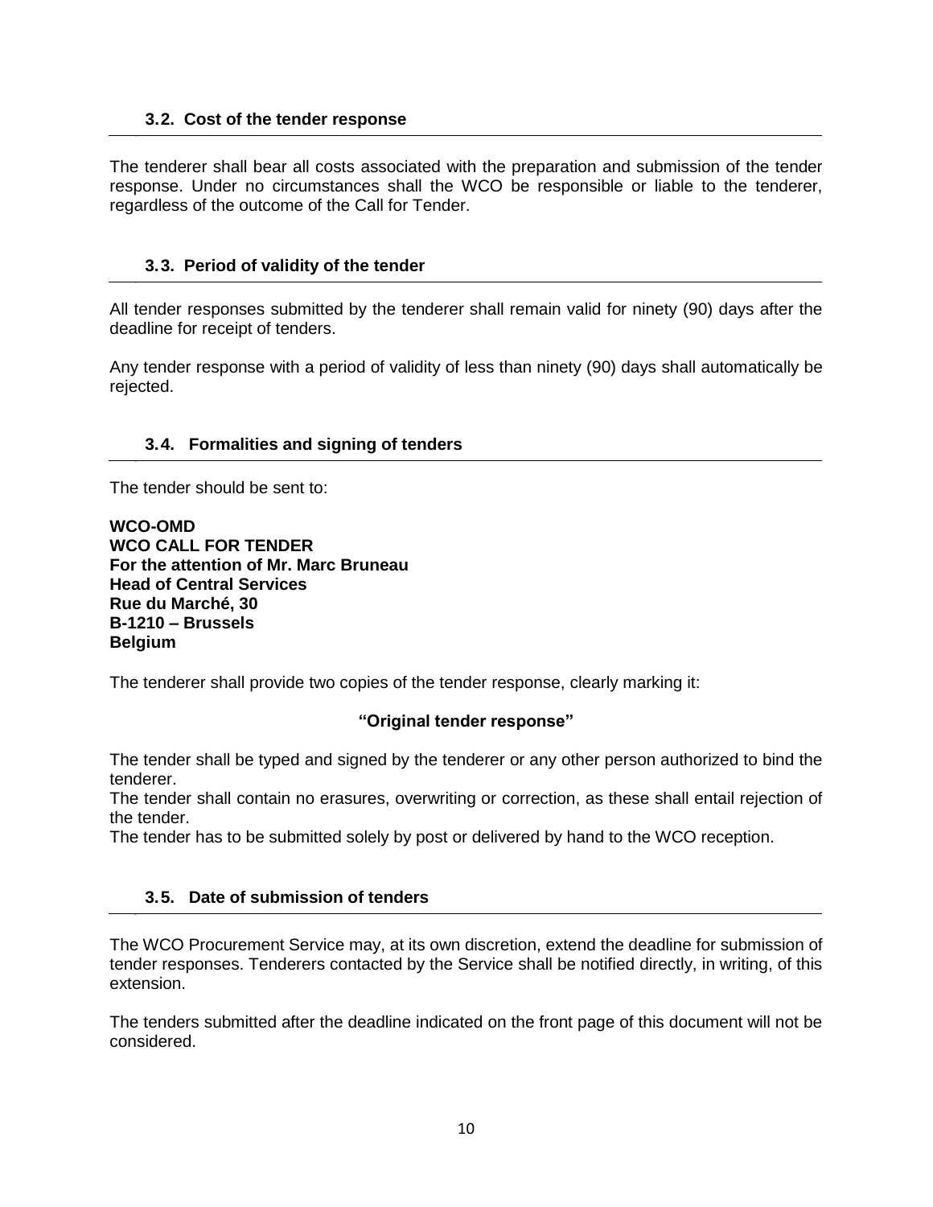### 3.2. Cost of the tender response

The tenderer shall bear all costs associated with the preparation and submission of the tender response. Under no circumstances shall the WCO be responsible or liable to the tenderer, regardless of the outcome of the Call for Tender.

### 3.3. Period of validity of the tender

All tender responses submitted by the tenderer shall remain valid for ninety (90) days after the deadline for receipt of tenders.

Any tender response with a period of validity of less than ninety (90) days shall automatically be rejected.

### 3.4. Formalities and signing of tenders

The tender should be sent to:

**WCO-OMD**
**WCO CALL FOR TENDER**
**For the attention of Mr. Marc Bruneau**
**Head of Central Services**
**Rue du Marché, 30**
**B-1210 – Brussels**
**Belgium**

The tenderer shall provide two copies of the tender response, clearly marking it:

**"Original tender response"**

The tender shall be typed and signed by the tenderer or any other person authorized to bind the tenderer.
The tender shall contain no erasures, overwriting or correction, as these shall entail rejection of the tender.
The tender has to be submitted solely by post or delivered by hand to the WCO reception.

### 3.5. Date of submission of tenders

The WCO Procurement Service may, at its own discretion, extend the deadline for submission of tender responses. Tenderers contacted by the Service shall be notified directly, in writing, of this extension.

The tenders submitted after the deadline indicated on the front page of this document will not be considered.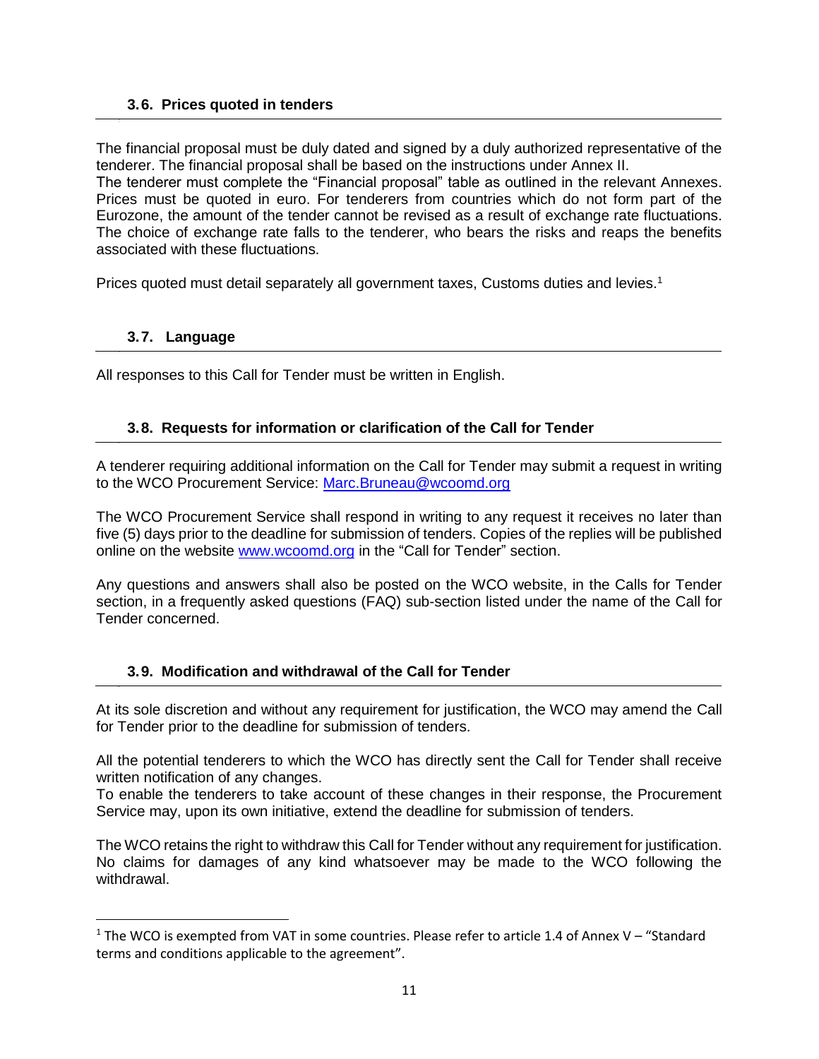### 3.6. Prices quoted in tenders

The financial proposal must be duly dated and signed by a duly authorized representative of the tenderer. The financial proposal shall be based on the instructions under Annex II.
The tenderer must complete the "Financial proposal" table as outlined in the relevant Annexes. Prices must be quoted in euro. For tenderers from countries which do not form part of the Eurozone, the amount of the tender cannot be revised as a result of exchange rate fluctuations. The choice of exchange rate falls to the tenderer, who bears the risks and reaps the benefits associated with these fluctuations.

Prices quoted must detail separately all government taxes, Customs duties and levies.[1]

### 3.7. Language

All responses to this Call for Tender must be written in English.

### 3.8. Requests for information or clarification of the Call for Tender

A tenderer requiring additional information on the Call for Tender may submit a request in writing to the WCO Procurement Service: Marc.Bruneau@wcoomd.org

The WCO Procurement Service shall respond in writing to any request it receives no later than five (5) days prior to the deadline for submission of tenders. Copies of the replies will be published online on the website www.wcoomd.org in the "Call for Tender" section.

Any questions and answers shall also be posted on the WCO website, in the Calls for Tender section, in a frequently asked questions (FAQ) sub-section listed under the name of the Call for Tender concerned.

### 3.9. Modification and withdrawal of the Call for Tender

At its sole discretion and without any requirement for justification, the WCO may amend the Call for Tender prior to the deadline for submission of tenders.

All the potential tenderers to which the WCO has directly sent the Call for Tender shall receive written notification of any changes.
To enable the tenderers to take account of these changes in their response, the Procurement Service may, upon its own initiative, extend the deadline for submission of tenders.

The WCO retains the right to withdraw this Call for Tender without any requirement for justification. No claims for damages of any kind whatsoever may be made to the WCO following the withdrawal.

---

[1] The WCO is exempted from VAT in some countries. Please refer to article 1.4 of Annex V – "Standard terms and conditions applicable to the agreement".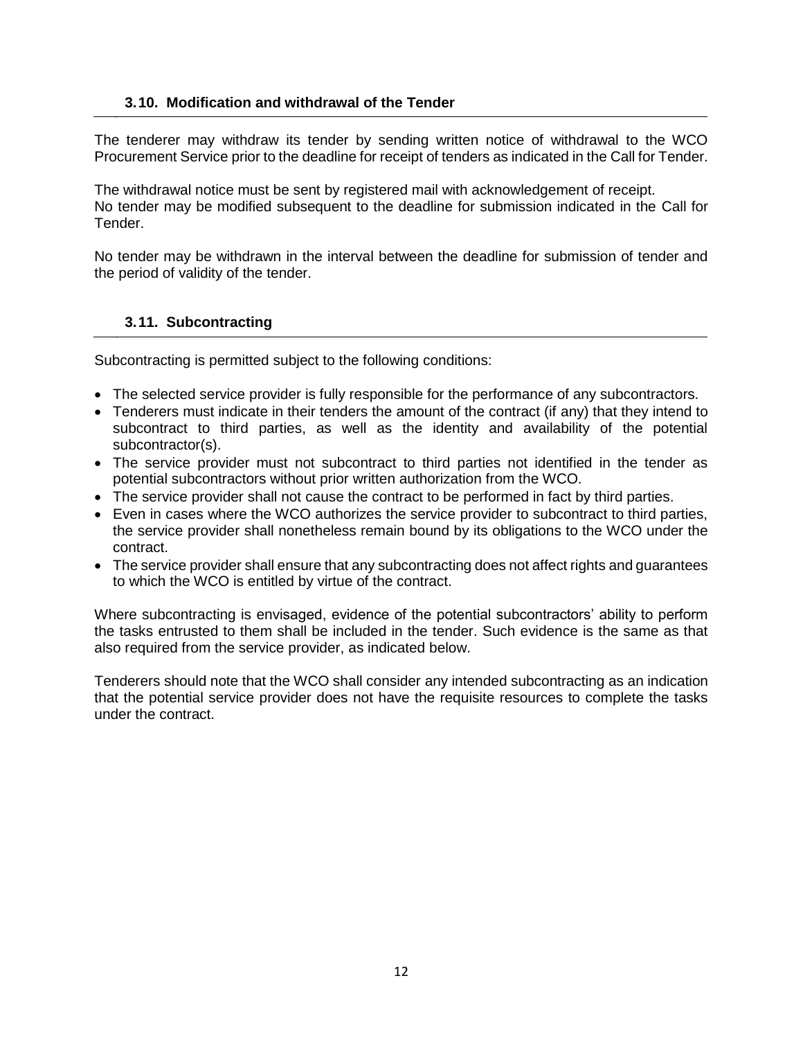### 3.10. Modification and withdrawal of the Tender

The tenderer may withdraw its tender by sending written notice of withdrawal to the WCO Procurement Service prior to the deadline for receipt of tenders as indicated in the Call for Tender.

The withdrawal notice must be sent by registered mail with acknowledgement of receipt.
No tender may be modified subsequent to the deadline for submission indicated in the Call for Tender.

No tender may be withdrawn in the interval between the deadline for submission of tender and the period of validity of the tender.

### 3.11. Subcontracting

Subcontracting is permitted subject to the following conditions:

- The selected service provider is fully responsible for the performance of any subcontractors.
- Tenderers must indicate in their tenders the amount of the contract (if any) that they intend to subcontract to third parties, as well as the identity and availability of the potential subcontractor(s).
- The service provider must not subcontract to third parties not identified in the tender as potential subcontractors without prior written authorization from the WCO.
- The service provider shall not cause the contract to be performed in fact by third parties.
- Even in cases where the WCO authorizes the service provider to subcontract to third parties, the service provider shall nonetheless remain bound by its obligations to the WCO under the contract.
- The service provider shall ensure that any subcontracting does not affect rights and guarantees to which the WCO is entitled by virtue of the contract.

Where subcontracting is envisaged, evidence of the potential subcontractors' ability to perform the tasks entrusted to them shall be included in the tender. Such evidence is the same as that also required from the service provider, as indicated below.

Tenderers should note that the WCO shall consider any intended subcontracting as an indication that the potential service provider does not have the requisite resources to complete the tasks under the contract.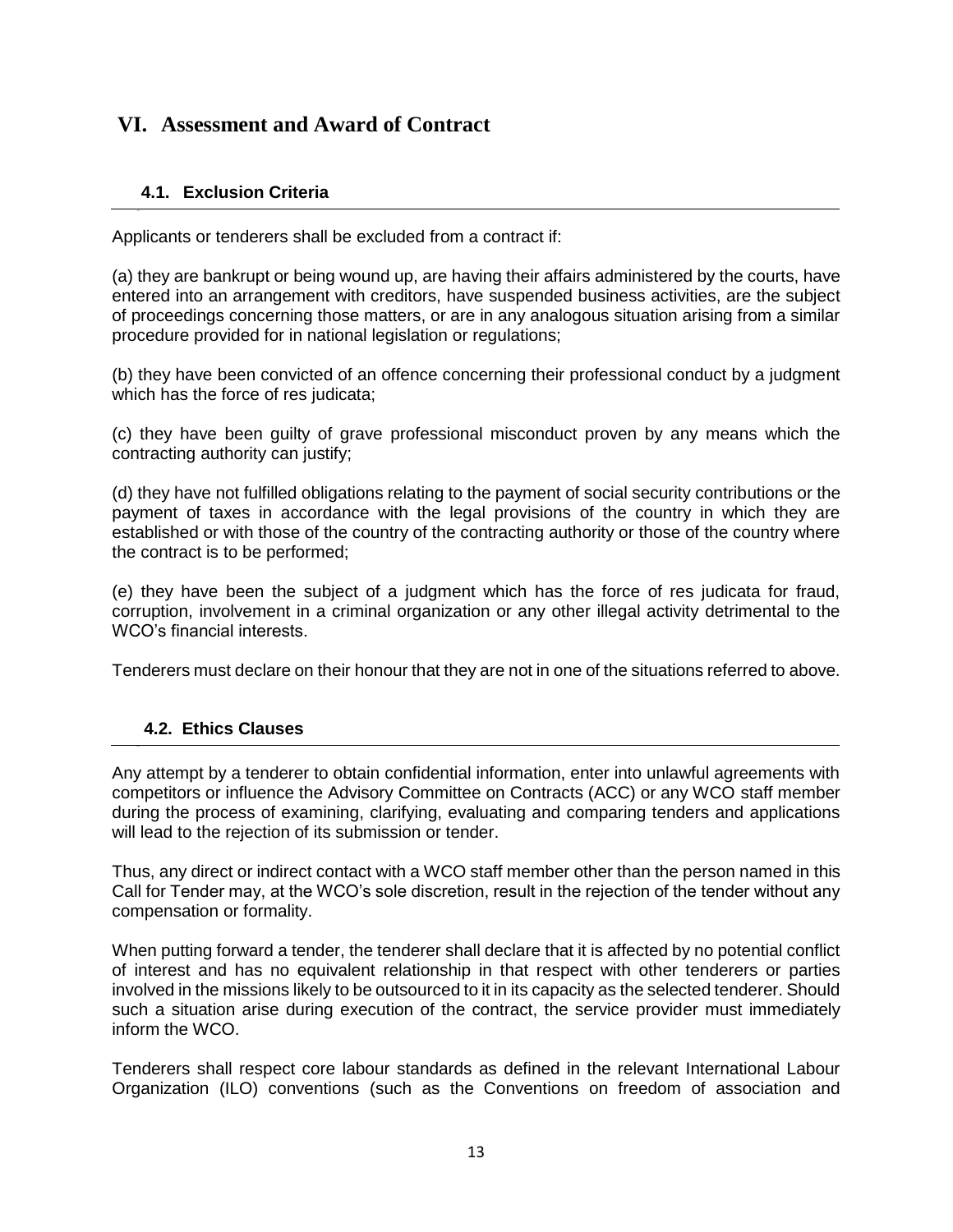# VI. Assessment and Award of Contract

## 4.1. Exclusion Criteria

Applicants or tenderers shall be excluded from a contract if:

(a) they are bankrupt or being wound up, are having their affairs administered by the courts, have entered into an arrangement with creditors, have suspended business activities, are the subject of proceedings concerning those matters, or are in any analogous situation arising from a similar procedure provided for in national legislation or regulations;

(b) they have been convicted of an offence concerning their professional conduct by a judgment which has the force of res judicata;

(c) they have been guilty of grave professional misconduct proven by any means which the contracting authority can justify;

(d) they have not fulfilled obligations relating to the payment of social security contributions or the payment of taxes in accordance with the legal provisions of the country in which they are established or with those of the country of the contracting authority or those of the country where the contract is to be performed;

(e) they have been the subject of a judgment which has the force of res judicata for fraud, corruption, involvement in a criminal organization or any other illegal activity detrimental to the WCO's financial interests.

Tenderers must declare on their honour that they are not in one of the situations referred to above.

## 4.2. Ethics Clauses

Any attempt by a tenderer to obtain confidential information, enter into unlawful agreements with competitors or influence the Advisory Committee on Contracts (ACC) or any WCO staff member during the process of examining, clarifying, evaluating and comparing tenders and applications will lead to the rejection of its submission or tender.

Thus, any direct or indirect contact with a WCO staff member other than the person named in this Call for Tender may, at the WCO's sole discretion, result in the rejection of the tender without any compensation or formality.

When putting forward a tender, the tenderer shall declare that it is affected by no potential conflict of interest and has no equivalent relationship in that respect with other tenderers or parties involved in the missions likely to be outsourced to it in its capacity as the selected tenderer. Should such a situation arise during execution of the contract, the service provider must immediately inform the WCO.

Tenderers shall respect core labour standards as defined in the relevant International Labour Organization (ILO) conventions (such as the Conventions on freedom of association and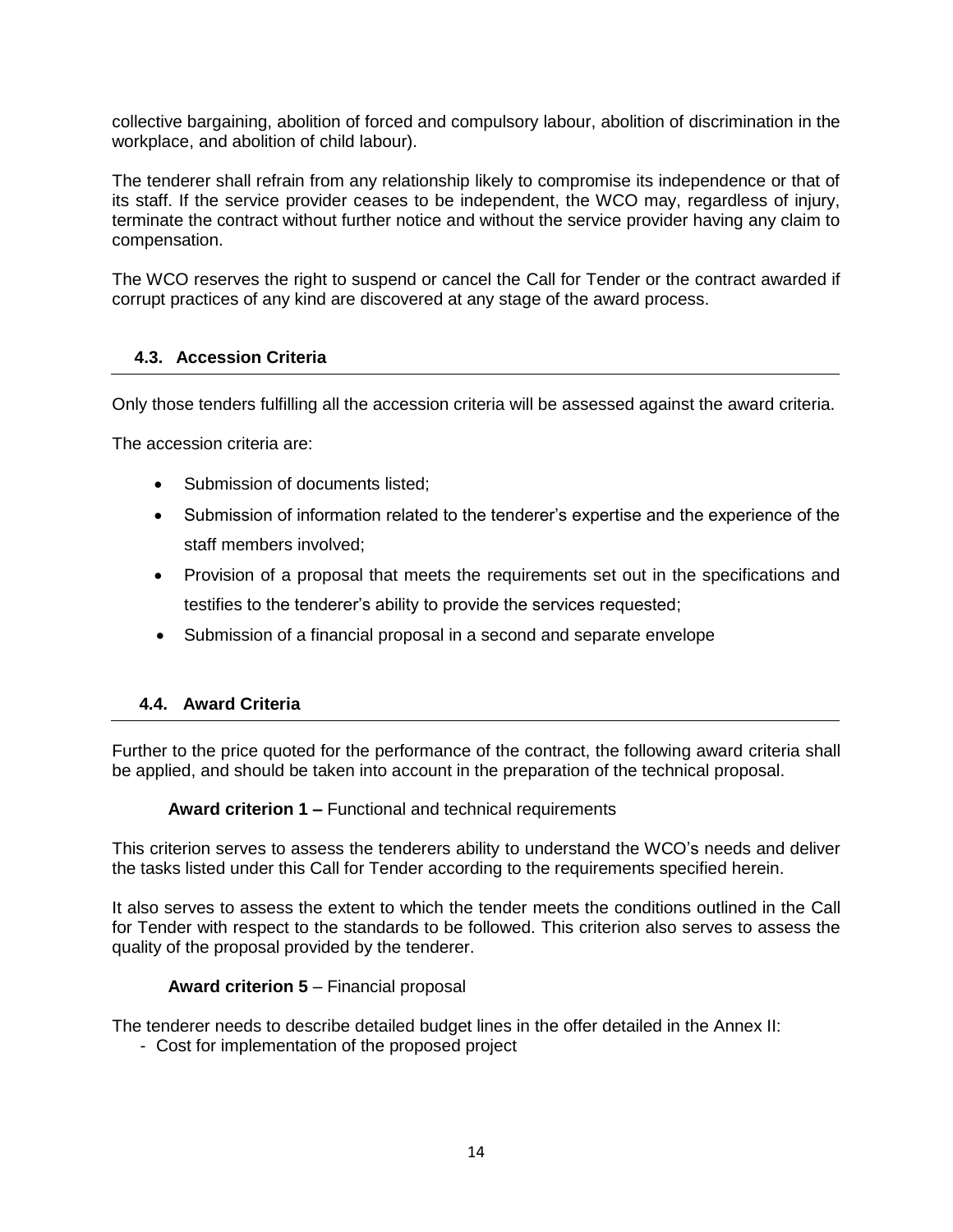collective bargaining, abolition of forced and compulsory labour, abolition of discrimination in the workplace, and abolition of child labour).

The tenderer shall refrain from any relationship likely to compromise its independence or that of its staff. If the service provider ceases to be independent, the WCO may, regardless of injury, terminate the contract without further notice and without the service provider having any claim to compensation.

The WCO reserves the right to suspend or cancel the Call for Tender or the contract awarded if corrupt practices of any kind are discovered at any stage of the award process.

### 4.3. Accession Criteria

Only those tenders fulfilling all the accession criteria will be assessed against the award criteria.

The accession criteria are:

- Submission of documents listed;
- Submission of information related to the tenderer's expertise and the experience of the staff members involved;
- Provision of a proposal that meets the requirements set out in the specifications and testifies to the tenderer's ability to provide the services requested;
- Submission of a financial proposal in a second and separate envelope

### 4.4. Award Criteria

Further to the price quoted for the performance of the contract, the following award criteria shall be applied, and should be taken into account in the preparation of the technical proposal.

**Award criterion 1 –** Functional and technical requirements

This criterion serves to assess the tenderers ability to understand the WCO's needs and deliver the tasks listed under this Call for Tender according to the requirements specified herein.

It also serves to assess the extent to which the tender meets the conditions outlined in the Call for Tender with respect to the standards to be followed. This criterion also serves to assess the quality of the proposal provided by the tenderer.

**Award criterion 5** – Financial proposal

The tenderer needs to describe detailed budget lines in the offer detailed in the Annex II:

- Cost for implementation of the proposed project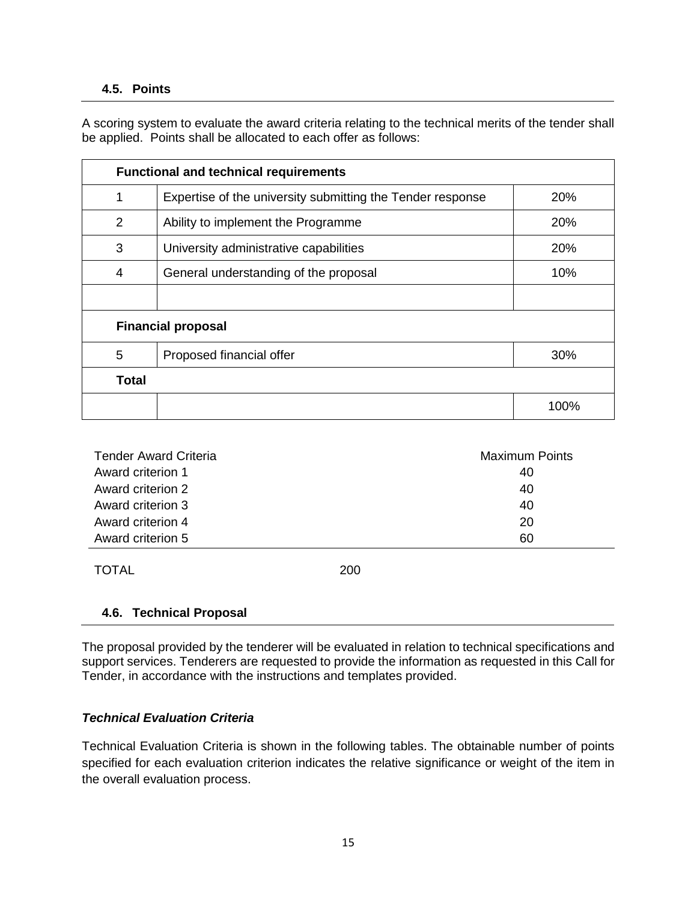### 4.5. Points

A scoring system to evaluate the award criteria relating to the technical merits of the tender shall be applied. Points shall be allocated to each offer as follows:

| **Functional and technical requirements** | | |
|---|---|---|
| 1 | Expertise of the university submitting the Tender response | 20% |
| 2 | Ability to implement the Programme | 20% |
| 3 | University administrative capabilities | 20% |
| 4 | General understanding of the proposal | 10% |
| | | |
| **Financial proposal** | | |
| 5 | Proposed financial offer | 30% |
| **Total** | | |
| | | 100% |

| Tender Award Criteria | Maximum Points |
|---|---|
| Award criterion 1 | 40 |
| Award criterion 2 | 40 |
| Award criterion 3 | 40 |
| Award criterion 4 | 20 |
| Award criterion 5 | 60 |
| TOTAL | 200 |

### 4.6. Technical Proposal

The proposal provided by the tenderer will be evaluated in relation to technical specifications and support services. Tenderers are requested to provide the information as requested in this Call for Tender, in accordance with the instructions and templates provided.

***Technical Evaluation Criteria***

Technical Evaluation Criteria is shown in the following tables. The obtainable number of points specified for each evaluation criterion indicates the relative significance or weight of the item in the overall evaluation process.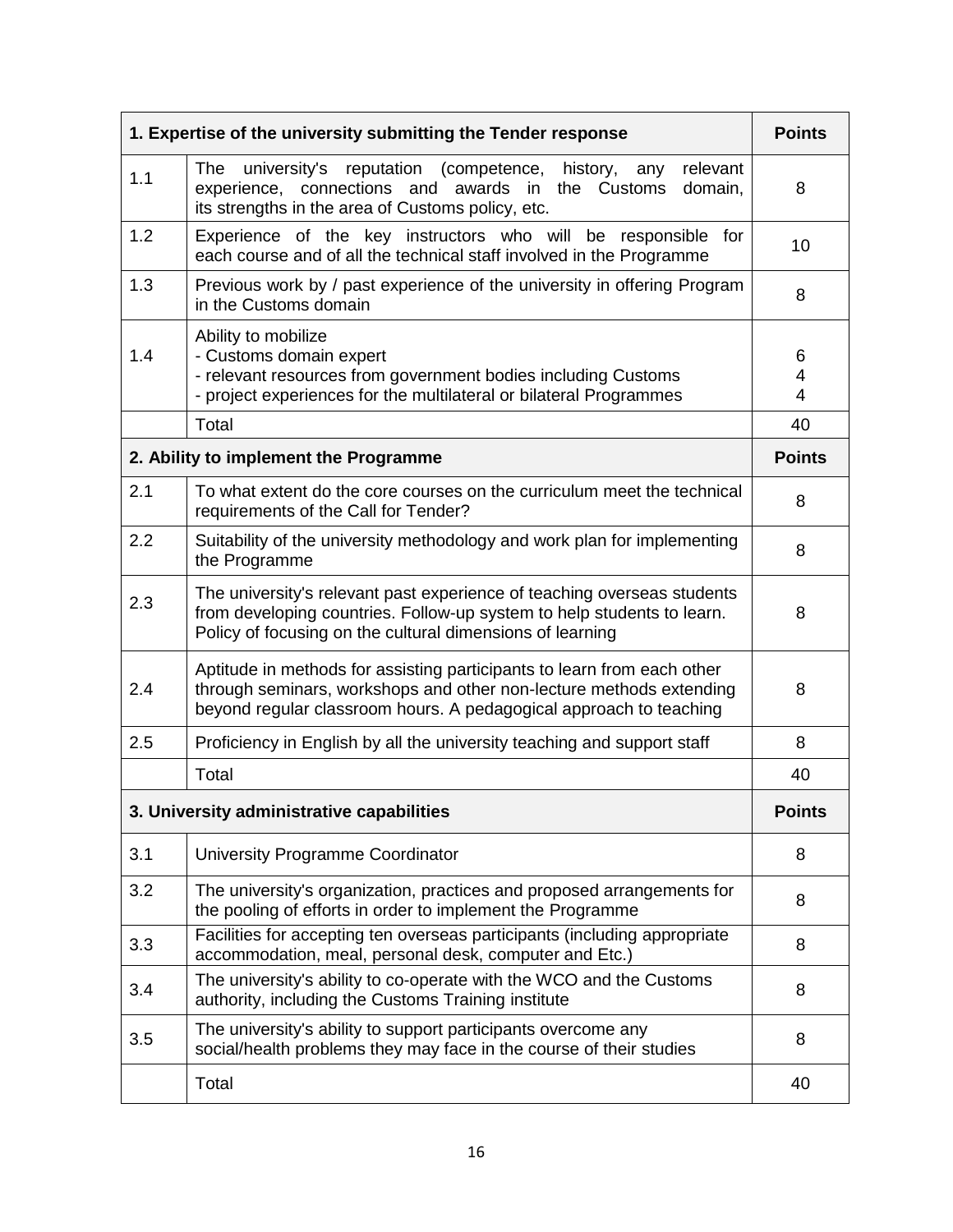| 1. Expertise of the university submitting the Tender response | | Points |
|---|---|---|
| 1.1 | The university's reputation (competence, history, any relevant experience, connections and awards in the Customs domain, its strengths in the area of Customs policy, etc. | 8 |
| 1.2 | Experience of the key instructors who will be responsible for each course and of all the technical staff involved in the Programme | 10 |
| 1.3 | Previous work by / past experience of the university in offering Program in the Customs domain | 8 |
| 1.4 | Ability to mobilize<br>- Customs domain expert<br>- relevant resources from government bodies including Customs<br>- project experiences for the multilateral or bilateral Programmes | <br>6<br>4<br>4 |
| | Total | 40 |
| **2. Ability to implement the Programme** | | **Points** |
| 2.1 | To what extent do the core courses on the curriculum meet the technical requirements of the Call for Tender? | 8 |
| 2.2 | Suitability of the university methodology and work plan for implementing the Programme | 8 |
| 2.3 | The university's relevant past experience of teaching overseas students from developing countries. Follow-up system to help students to learn. Policy of focusing on the cultural dimensions of learning | 8 |
| 2.4 | Aptitude in methods for assisting participants to learn from each other through seminars, workshops and other non-lecture methods extending beyond regular classroom hours. A pedagogical approach to teaching | 8 |
| 2.5 | Proficiency in English by all the university teaching and support staff | 8 |
| | Total | 40 |
| **3. University administrative capabilities** | | **Points** |
| 3.1 | University Programme Coordinator | 8 |
| 3.2 | The university's organization, practices and proposed arrangements for the pooling of efforts in order to implement the Programme | 8 |
| 3.3 | Facilities for accepting ten overseas participants (including appropriate accommodation, meal, personal desk, computer and Etc.) | 8 |
| 3.4 | The university's ability to co-operate with the WCO and the Customs authority, including the Customs Training institute | 8 |
| 3.5 | The university's ability to support participants overcome any social/health problems they may face in the course of their studies | 8 |
| | Total | 40 |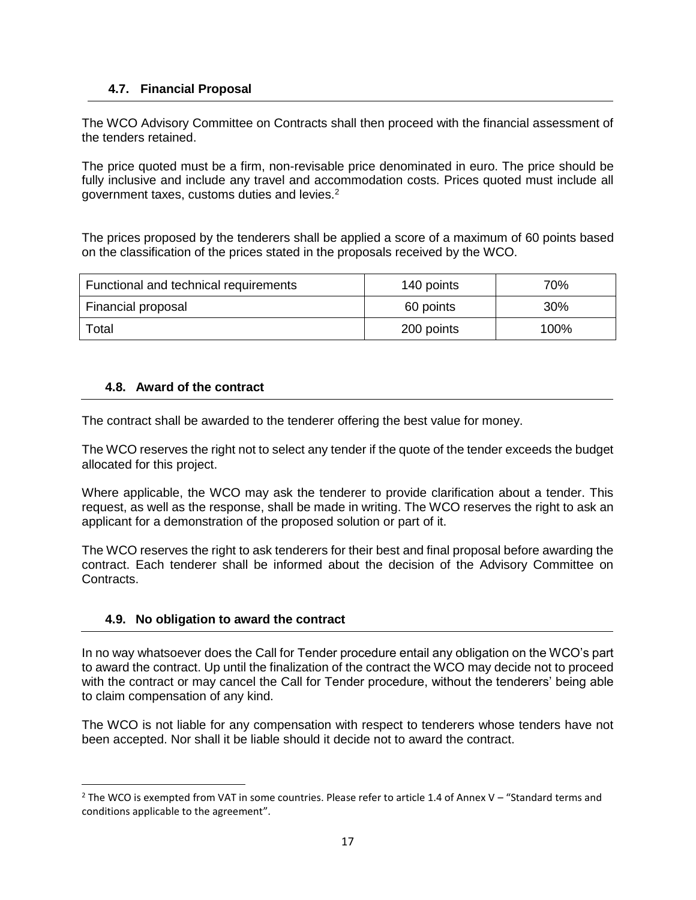### 4.7. Financial Proposal

The WCO Advisory Committee on Contracts shall then proceed with the financial assessment of the tenders retained.

The price quoted must be a firm, non-revisable price denominated in euro. The price should be fully inclusive and include any travel and accommodation costs. Prices quoted must include all government taxes, customs duties and levies.[2]

The prices proposed by the tenderers shall be applied a score of a maximum of 60 points based on the classification of the prices stated in the proposals received by the WCO.

| Functional and technical requirements | 140 points | 70% |
|---|---|---|
| Financial proposal | 60 points | 30% |
| Total | 200 points | 100% |

### 4.8. Award of the contract

The contract shall be awarded to the tenderer offering the best value for money.

The WCO reserves the right not to select any tender if the quote of the tender exceeds the budget allocated for this project.

Where applicable, the WCO may ask the tenderer to provide clarification about a tender. This request, as well as the response, shall be made in writing. The WCO reserves the right to ask an applicant for a demonstration of the proposed solution or part of it.

The WCO reserves the right to ask tenderers for their best and final proposal before awarding the contract. Each tenderer shall be informed about the decision of the Advisory Committee on Contracts.

### 4.9. No obligation to award the contract

In no way whatsoever does the Call for Tender procedure entail any obligation on the WCO's part to award the contract. Up until the finalization of the contract the WCO may decide not to proceed with the contract or may cancel the Call for Tender procedure, without the tenderers' being able to claim compensation of any kind.

The WCO is not liable for any compensation with respect to tenderers whose tenders have not been accepted. Nor shall it be liable should it decide not to award the contract.

[2] The WCO is exempted from VAT in some countries. Please refer to article 1.4 of Annex V – "Standard terms and conditions applicable to the agreement".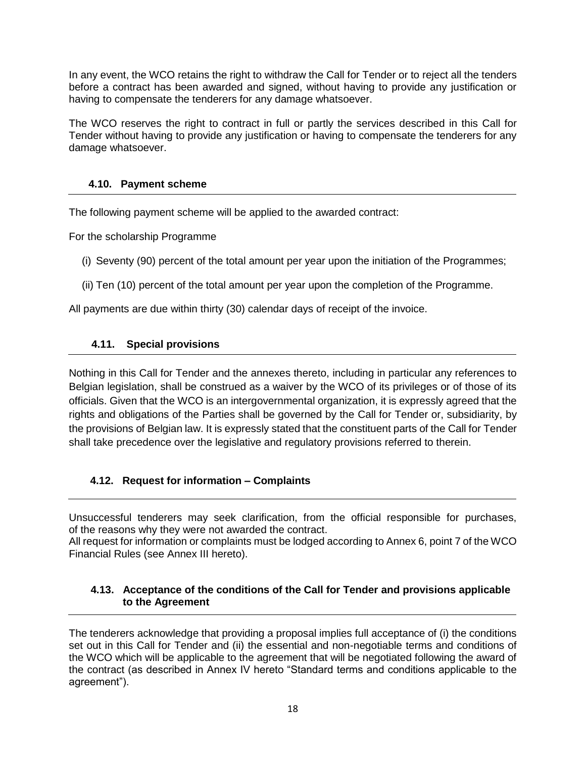In any event, the WCO retains the right to withdraw the Call for Tender or to reject all the tenders before a contract has been awarded and signed, without having to provide any justification or having to compensate the tenderers for any damage whatsoever.

The WCO reserves the right to contract in full or partly the services described in this Call for Tender without having to provide any justification or having to compensate the tenderers for any damage whatsoever.

### 4.10. Payment scheme

The following payment scheme will be applied to the awarded contract:

For the scholarship Programme

(i) Seventy (90) percent of the total amount per year upon the initiation of the Programmes;

(ii) Ten (10) percent of the total amount per year upon the completion of the Programme.

All payments are due within thirty (30) calendar days of receipt of the invoice.

### 4.11. Special provisions

Nothing in this Call for Tender and the annexes thereto, including in particular any references to Belgian legislation, shall be construed as a waiver by the WCO of its privileges or of those of its officials. Given that the WCO is an intergovernmental organization, it is expressly agreed that the rights and obligations of the Parties shall be governed by the Call for Tender or, subsidiarity, by the provisions of Belgian law. It is expressly stated that the constituent parts of the Call for Tender shall take precedence over the legislative and regulatory provisions referred to therein.

### 4.12. Request for information – Complaints

Unsuccessful tenderers may seek clarification, from the official responsible for purchases, of the reasons why they were not awarded the contract.
All request for information or complaints must be lodged according to Annex 6, point 7 of the WCO Financial Rules (see Annex III hereto).

### 4.13. Acceptance of the conditions of the Call for Tender and provisions applicable to the Agreement

The tenderers acknowledge that providing a proposal implies full acceptance of (i) the conditions set out in this Call for Tender and (ii) the essential and non-negotiable terms and conditions of the WCO which will be applicable to the agreement that will be negotiated following the award of the contract (as described in Annex IV hereto "Standard terms and conditions applicable to the agreement").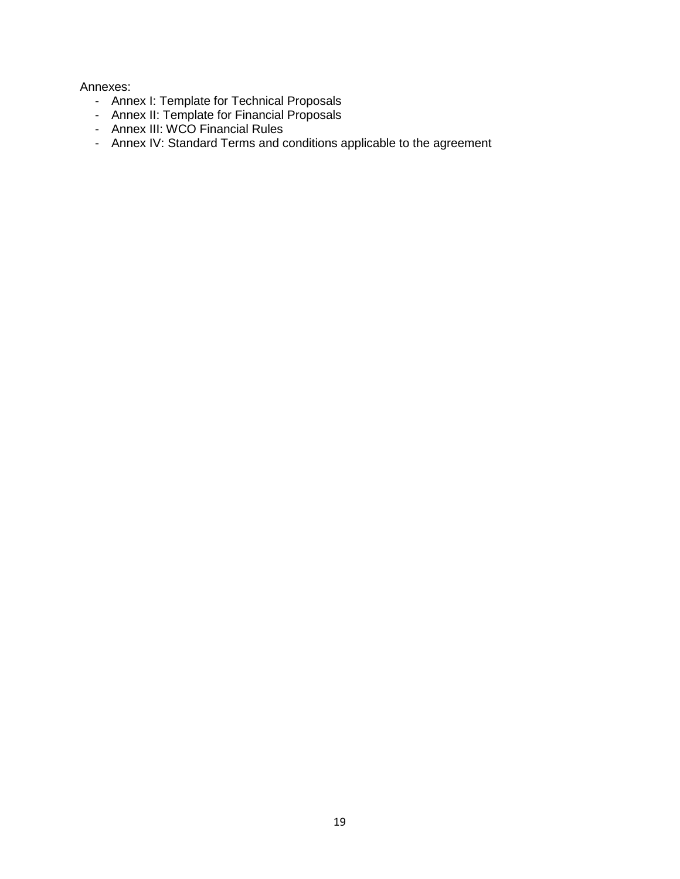Annexes:

- Annex I: Template for Technical Proposals
- Annex II: Template for Financial Proposals
- Annex III: WCO Financial Rules
- Annex IV: Standard Terms and conditions applicable to the agreement